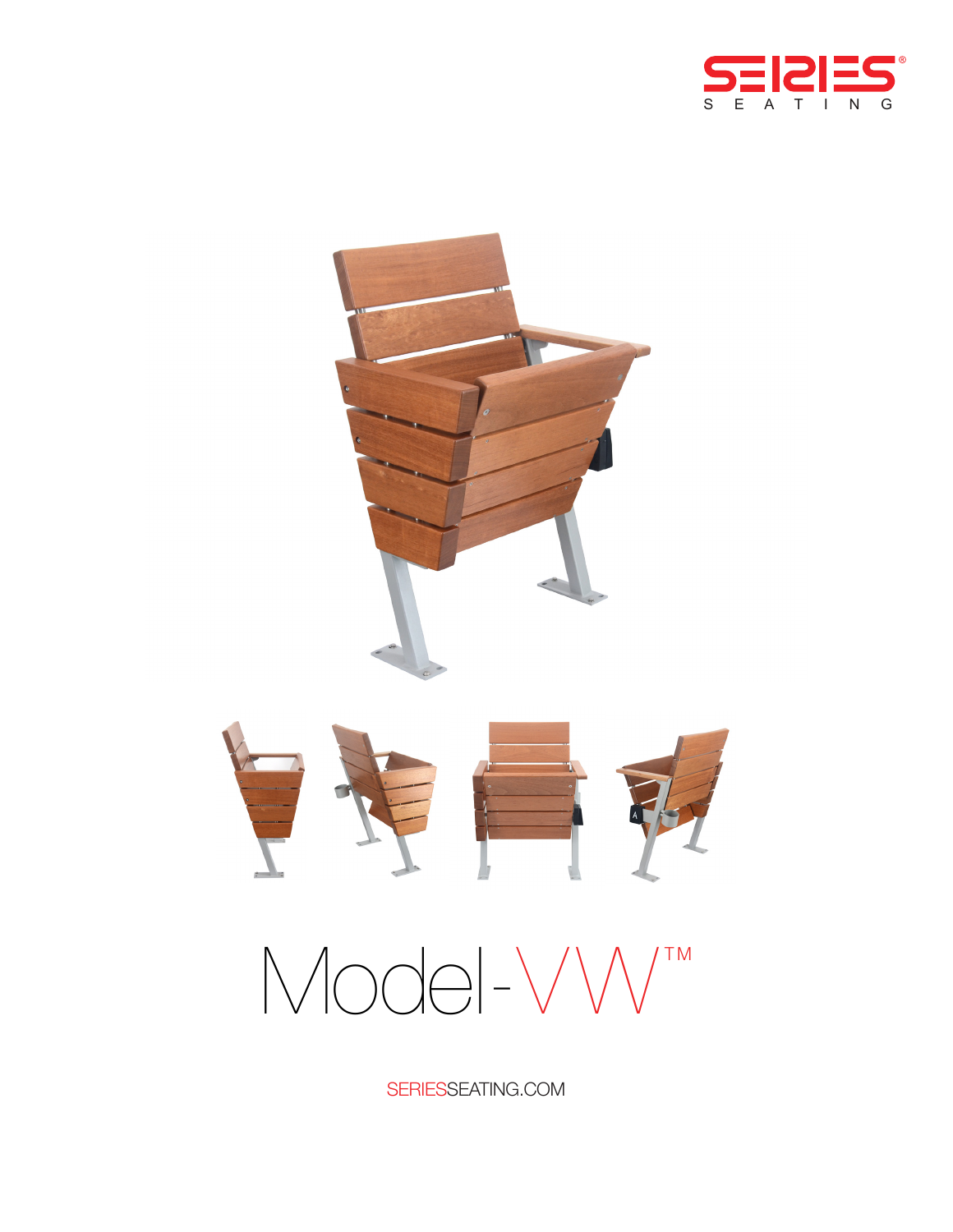SERIES® SEATING

# Model-VW™

SERIESSEATING.COM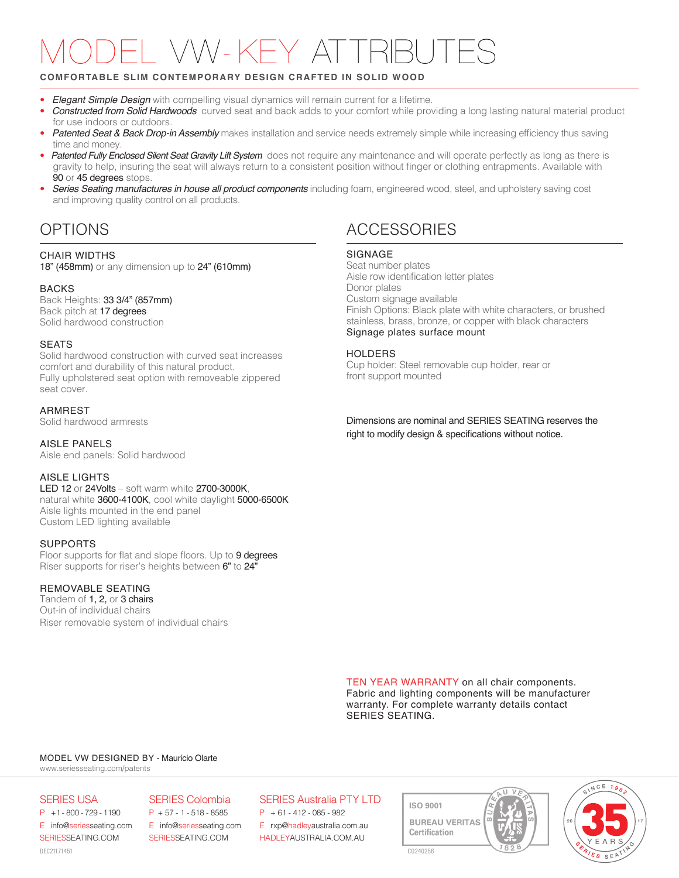# MODEL VW-KEY ATTRIBUTES

**COMFORTABLE SLIM CONTEMPORARY DESIGN CRAFTED IN SOLID WOOD**

- *Elegant Simple Design* with compelling visual dynamics will remain current for a lifetime.
- *Constructed from Solid Hardwoods* curved seat and back adds to your comfort while providing a long lasting natural material product for use indoors or outdoors.
- *Patented Seat & Back Drop-in Assembly* makes installation and service needs extremely simple while increasing efficiency thus saving time and money.
- *Patented Fully Enclosed Silent Seat Gravity Lift System* does not require any maintenance and will operate perfectly as long as there is gravity to help, insuring the seat will always return to a consistent position without finger or clothing entrapments. Available with 90 or 45 degrees stops.
- *Series Seating manufactures in house all product components* including foam, engineered wood, steel, and upholstery saving cost and improving quality control on all products.

## OPTIONS

### CHAIR WIDTHS
18" (458mm) or any dimension up to 24" (610mm)

### BACKS
Back Heights: 33 3/4" (857mm)
Back pitch at 17 degrees
Solid hardwood construction

### SEATS
Solid hardwood construction with curved seat increases comfort and durability of this natural product.
Fully upholstered seat option with removeable zippered seat cover.

### ARMREST
Solid hardwood armrests

### AISLE PANELS
Aisle end panels: Solid hardwood

### AISLE LIGHTS
LED 12 or 24Volts – soft warm white 2700-3000K, natural white 3600-4100K, cool white daylight 5000-6500K
Aisle lights mounted in the end panel
Custom LED lighting available

### SUPPORTS
Floor supports for flat and slope floors. Up to 9 degrees
Riser supports for riser's heights between 6" to 24"

### REMOVABLE SEATING
Tandem of 1, 2, or 3 chairs
Out-in of individual chairs
Riser removable system of individual chairs

## ACCESSORIES

### SIGNAGE
Seat number plates
Aisle row identification letter plates
Donor plates
Custom signage available
Finish Options: Black plate with white characters, or brushed stainless, brass, bronze, or copper with black characters
Signage plates surface mount

### HOLDERS
Cup holder: Steel removable cup holder, rear or front support mounted

Dimensions are nominal and SERIES SEATING reserves the right to modify design & specifications without notice.

TEN YEAR WARRANTY on all chair components. Fabric and lighting components will be manufacturer warranty. For complete warranty details contact SERIES SEATING.

MODEL VW DESIGNED BY - Mauricio Olarte
www.seriesseating.com/patents

**SERIES USA**
P +1 - 800 - 729 - 1190
E info@seriesseating.com
SERIESSEATING.COM

**SERIES Colombia**
P + 57 - 1 - 518 - 8585
E info@seriesseating.com
SERIESSEATING.COM

**SERIES Australia PTY LTD**
P + 61 - 412 - 085 - 982
E rxp@hadleyaustralia.com.au
HADLEYAUSTRALIA.COM.AU

ISO 9001
BUREAU VERITAS Certification
BUREAU VERITAS 1828
C0240256

SINCE 1982 · 35 YEARS · 20 17 · SERIES SEATING

DEC21171451